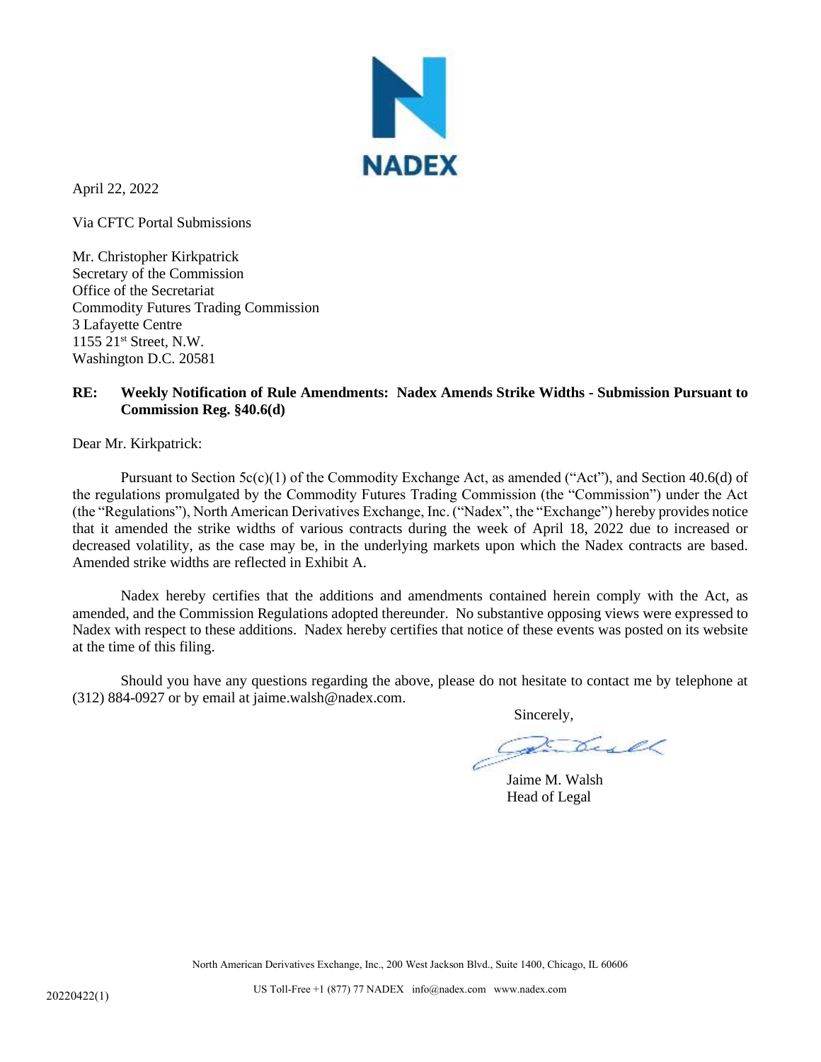NADEX

April 22, 2022

Via CFTC Portal Submissions

Mr. Christopher Kirkpatrick  
Secretary of the Commission  
Office of the Secretariat  
Commodity Futures Trading Commission  
3 Lafayette Centre  
1155 21st Street, N.W.  
Washington D.C. 20581

**RE: Weekly Notification of Rule Amendments: Nadex Amends Strike Widths - Submission Pursuant to Commission Reg. §40.6(d)**

Dear Mr. Kirkpatrick:

Pursuant to Section 5c(c)(1) of the Commodity Exchange Act, as amended ("Act"), and Section 40.6(d) of the regulations promulgated by the Commodity Futures Trading Commission (the "Commission") under the Act (the "Regulations"), North American Derivatives Exchange, Inc. ("Nadex", the "Exchange") hereby provides notice that it amended the strike widths of various contracts during the week of April 18, 2022 due to increased or decreased volatility, as the case may be, in the underlying markets upon which the Nadex contracts are based. Amended strike widths are reflected in Exhibit A.

Nadex hereby certifies that the additions and amendments contained herein comply with the Act, as amended, and the Commission Regulations adopted thereunder. No substantive opposing views were expressed to Nadex with respect to these additions. Nadex hereby certifies that notice of these events was posted on its website at the time of this filing.

Should you have any questions regarding the above, please do not hesitate to contact me by telephone at (312) 884-0927 or by email at jaime.walsh@nadex.com.

Sincerely,

Jaime M. Walsh  
Head of Legal

North American Derivatives Exchange, Inc., 200 West Jackson Blvd., Suite 1400, Chicago, IL 60606

US Toll-Free +1 (877) 77 NADEX info@nadex.com www.nadex.com

20220422(1)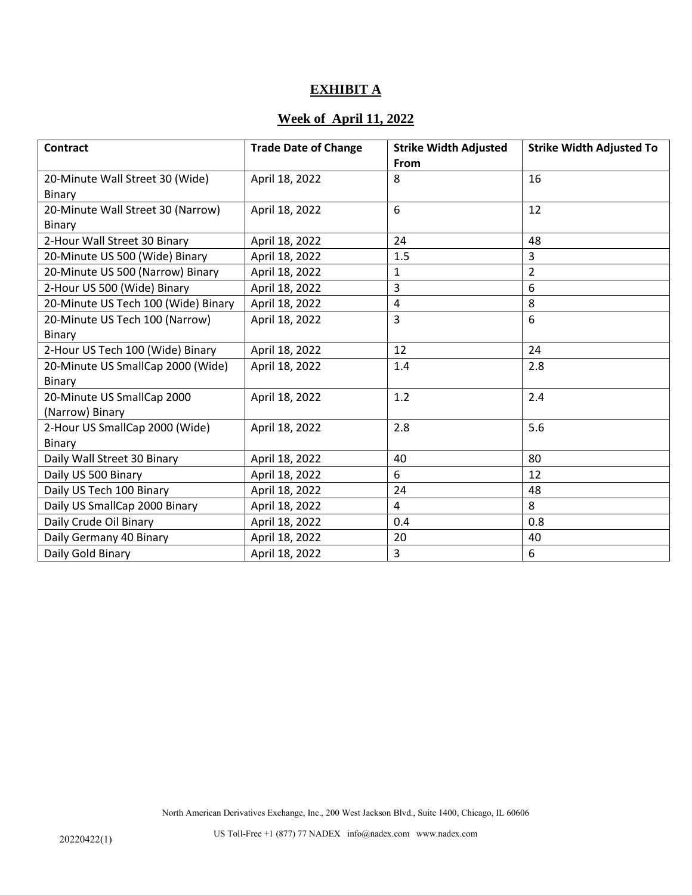# EXHIBIT A

## Week of April 11, 2022

| Contract | Trade Date of Change | Strike Width Adjusted From | Strike Width Adjusted To |
|---|---|---|---|
| 20-Minute Wall Street 30 (Wide) Binary | April 18, 2022 | 8 | 16 |
| 20-Minute Wall Street 30 (Narrow) Binary | April 18, 2022 | 6 | 12 |
| 2-Hour Wall Street 30 Binary | April 18, 2022 | 24 | 48 |
| 20-Minute US 500 (Wide) Binary | April 18, 2022 | 1.5 | 3 |
| 20-Minute US 500 (Narrow) Binary | April 18, 2022 | 1 | 2 |
| 2-Hour US 500 (Wide) Binary | April 18, 2022 | 3 | 6 |
| 20-Minute US Tech 100 (Wide) Binary | April 18, 2022 | 4 | 8 |
| 20-Minute US Tech 100 (Narrow) Binary | April 18, 2022 | 3 | 6 |
| 2-Hour US Tech 100 (Wide) Binary | April 18, 2022 | 12 | 24 |
| 20-Minute US SmallCap 2000 (Wide) Binary | April 18, 2022 | 1.4 | 2.8 |
| 20-Minute US SmallCap 2000 (Narrow) Binary | April 18, 2022 | 1.2 | 2.4 |
| 2-Hour US SmallCap 2000 (Wide) Binary | April 18, 2022 | 2.8 | 5.6 |
| Daily Wall Street 30 Binary | April 18, 2022 | 40 | 80 |
| Daily US 500 Binary | April 18, 2022 | 6 | 12 |
| Daily US Tech 100 Binary | April 18, 2022 | 24 | 48 |
| Daily US SmallCap 2000 Binary | April 18, 2022 | 4 | 8 |
| Daily Crude Oil Binary | April 18, 2022 | 0.4 | 0.8 |
| Daily Germany 40 Binary | April 18, 2022 | 20 | 40 |
| Daily Gold Binary | April 18, 2022 | 3 | 6 |